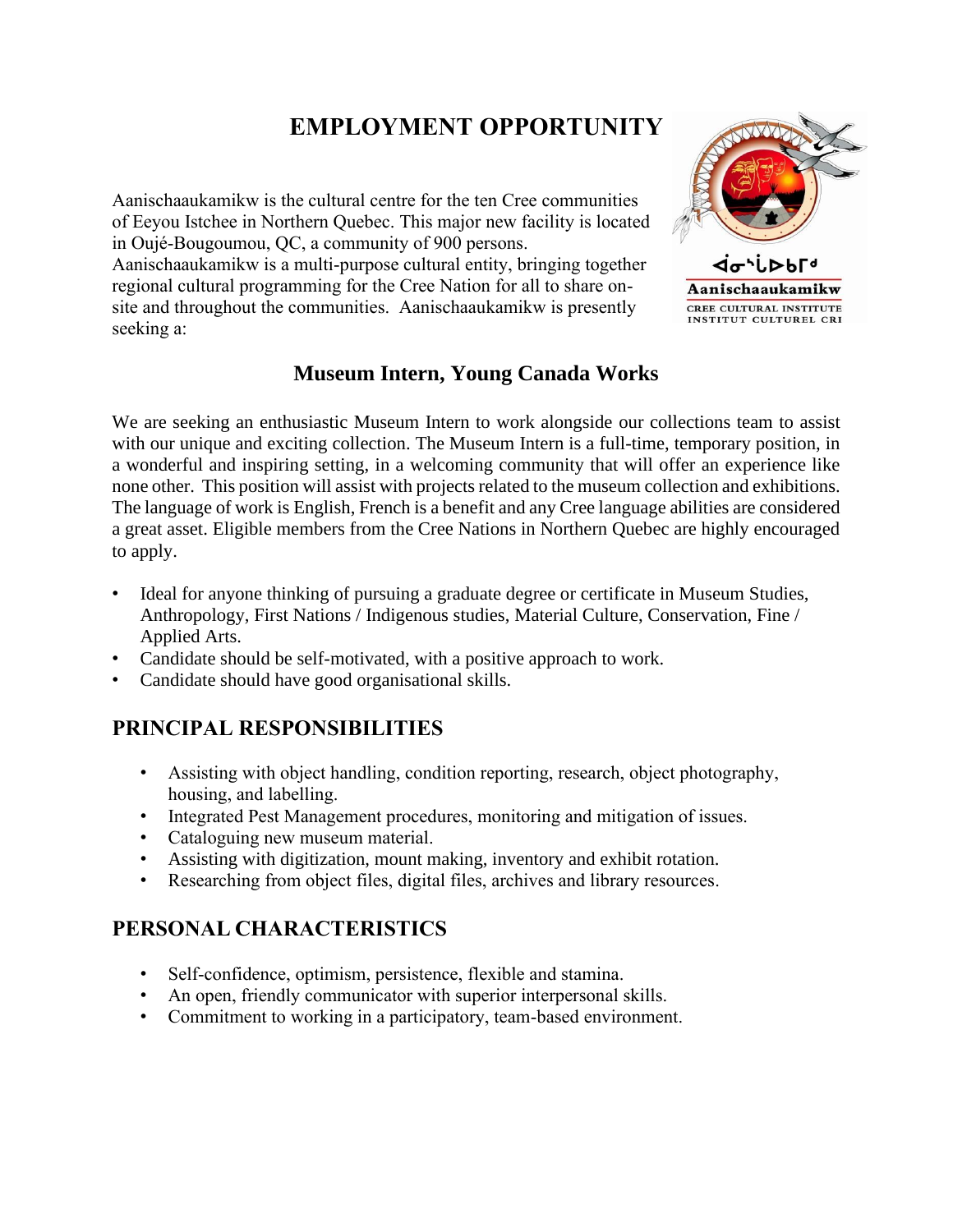# EMPLOYMENT OPPORTUNITY

ᐋᓂᔅᒑᐅᑲᒥᒄ
**Aanischaaukamikw**
CREE CULTURAL INSTITUTE
INSTITUT CULTUREL CRI

Aanischaaukamikw is the cultural centre for the ten Cree communities of Eeyou Istchee in Northern Quebec. This major new facility is located in Oujé-Bougoumou, QC, a community of 900 persons. Aanischaaukamikw is a multi-purpose cultural entity, bringing together regional cultural programming for the Cree Nation for all to share on-site and throughout the communities. Aanischaaukamikw is presently seeking a:

## Museum Intern, Young Canada Works

We are seeking an enthusiastic Museum Intern to work alongside our collections team to assist with our unique and exciting collection. The Museum Intern is a full-time, temporary position, in a wonderful and inspiring setting, in a welcoming community that will offer an experience like none other. This position will assist with projects related to the museum collection and exhibitions. The language of work is English, French is a benefit and any Cree language abilities are considered a great asset. Eligible members from the Cree Nations in Northern Quebec are highly encouraged to apply.

- Ideal for anyone thinking of pursuing a graduate degree or certificate in Museum Studies, Anthropology, First Nations / Indigenous studies, Material Culture, Conservation, Fine / Applied Arts.
- Candidate should be self-motivated, with a positive approach to work.
- Candidate should have good organisational skills.

## PRINCIPAL RESPONSIBILITIES

- Assisting with object handling, condition reporting, research, object photography, housing, and labelling.
- Integrated Pest Management procedures, monitoring and mitigation of issues.
- Cataloguing new museum material.
- Assisting with digitization, mount making, inventory and exhibit rotation.
- Researching from object files, digital files, archives and library resources.

## PERSONAL CHARACTERISTICS

- Self-confidence, optimism, persistence, flexible and stamina.
- An open, friendly communicator with superior interpersonal skills.
- Commitment to working in a participatory, team-based environment.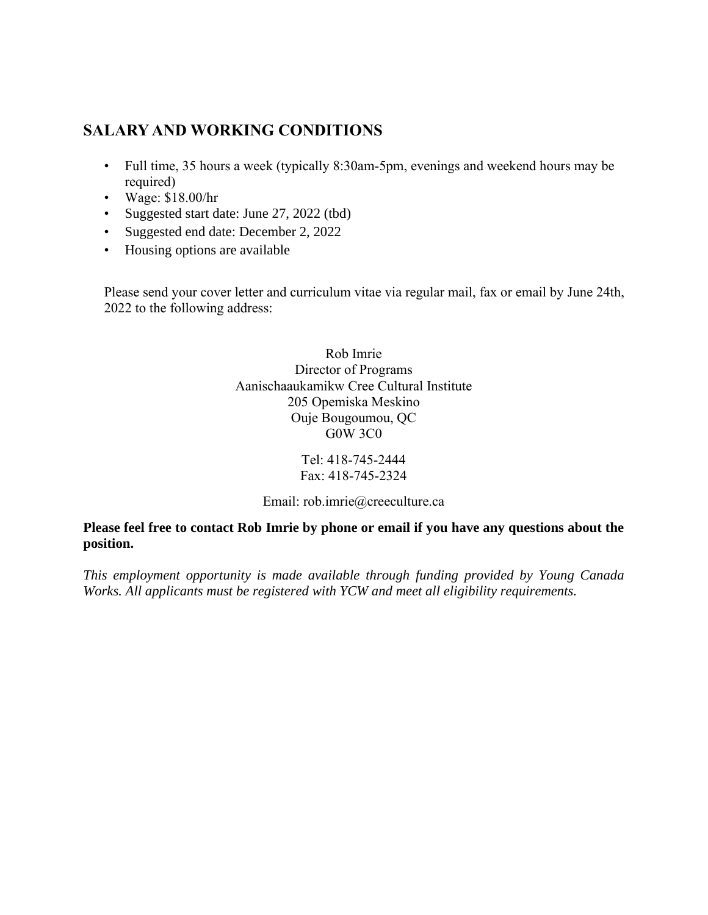## SALARY AND WORKING CONDITIONS

- Full time, 35 hours a week (typically 8:30am-5pm, evenings and weekend hours may be required)
- Wage: $18.00/hr
- Suggested start date: June 27, 2022 (tbd)
- Suggested end date: December 2, 2022
- Housing options are available

Please send your cover letter and curriculum vitae via regular mail, fax or email by June 24th, 2022 to the following address:

Rob Imrie
Director of Programs
Aanischaaukamikw Cree Cultural Institute
205 Opemiska Meskino
Ouje Bougoumou, QC
G0W 3C0

Tel: 418-745-2444
Fax: 418-745-2324

Email: rob.imrie@creeculture.ca

**Please feel free to contact Rob Imrie by phone or email if you have any questions about the position.**

*This employment opportunity is made available through funding provided by Young Canada Works. All applicants must be registered with YCW and meet all eligibility requirements.*